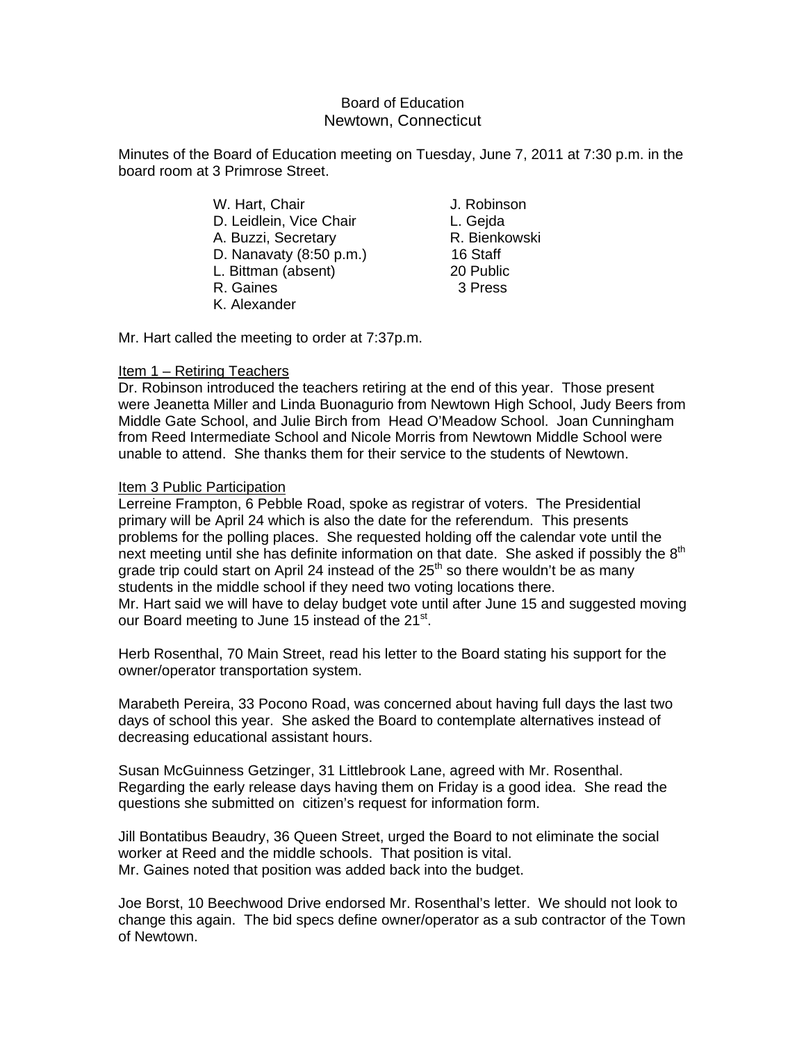# Board of Education
## Newtown, Connecticut

Minutes of the Board of Education meeting on Tuesday, June 7, 2011 at 7:30 p.m. in the board room at 3 Primrose Street.

| | |
|---|---|
| W. Hart, Chair | J. Robinson |
| D. Leidlein, Vice Chair | L. Gejda |
| A. Buzzi, Secretary | R. Bienkowski |
| D. Nanavaty (8:50 p.m.) | 16 Staff |
| L. Bittman (absent) | 20 Public |
| R. Gaines | 3 Press |
| K. Alexander | |

Mr. Hart called the meeting to order at 7:37p.m.

Item 1 – Retiring Teachers

Dr. Robinson introduced the teachers retiring at the end of this year. Those present were Jeanetta Miller and Linda Buonagurio from Newtown High School, Judy Beers from Middle Gate School, and Julie Birch from Head O'Meadow School. Joan Cunningham from Reed Intermediate School and Nicole Morris from Newtown Middle School were unable to attend. She thanks them for their service to the students of Newtown.

Item 3 Public Participation

Lerreine Frampton, 6 Pebble Road, spoke as registrar of voters. The Presidential primary will be April 24 which is also the date for the referendum. This presents problems for the polling places. She requested holding off the calendar vote until the next meeting until she has definite information on that date. She asked if possibly the 8th grade trip could start on April 24 instead of the 25th so there wouldn't be as many students in the middle school if they need two voting locations there.

Mr. Hart said we will have to delay budget vote until after June 15 and suggested moving our Board meeting to June 15 instead of the 21st.

Herb Rosenthal, 70 Main Street, read his letter to the Board stating his support for the owner/operator transportation system.

Marabeth Pereira, 33 Pocono Road, was concerned about having full days the last two days of school this year. She asked the Board to contemplate alternatives instead of decreasing educational assistant hours.

Susan McGuinness Getzinger, 31 Littlebrook Lane, agreed with Mr. Rosenthal. Regarding the early release days having them on Friday is a good idea. She read the questions she submitted on citizen's request for information form.

Jill Bontatibus Beaudry, 36 Queen Street, urged the Board to not eliminate the social worker at Reed and the middle schools. That position is vital.

Mr. Gaines noted that position was added back into the budget.

Joe Borst, 10 Beechwood Drive endorsed Mr. Rosenthal's letter. We should not look to change this again. The bid specs define owner/operator as a sub contractor of the Town of Newtown.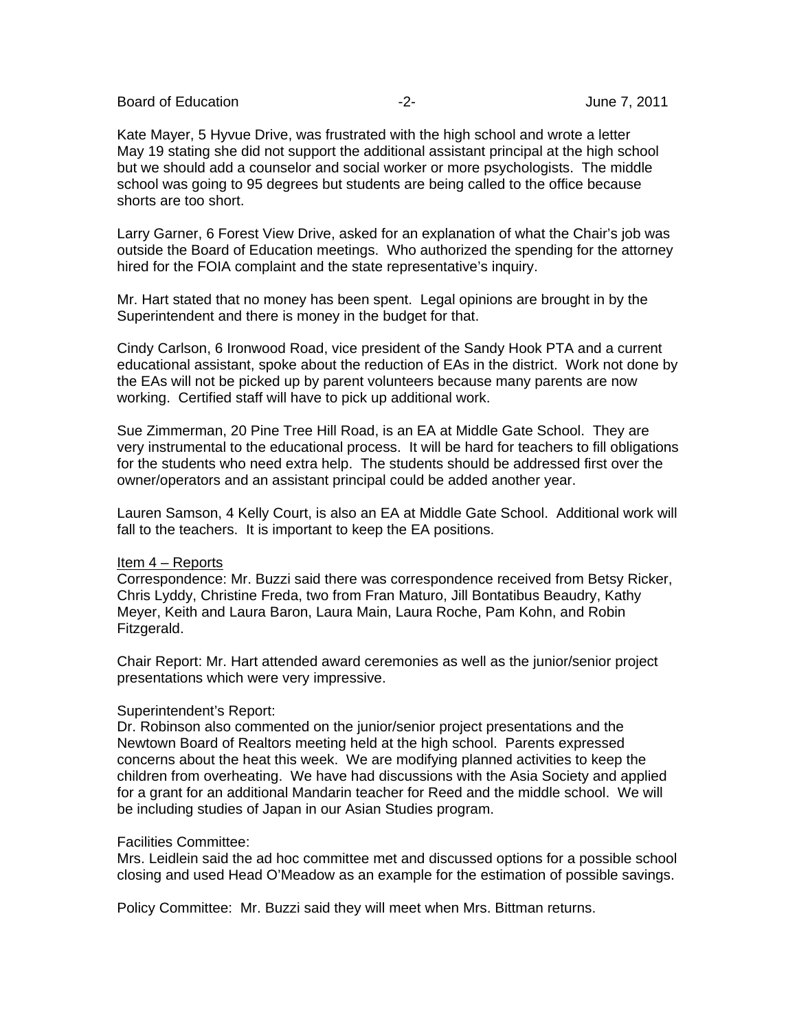Kate Mayer, 5 Hyvue Drive, was frustrated with the high school and wrote a letter May 19 stating she did not support the additional assistant principal at the high school but we should add a counselor and social worker or more psychologists. The middle school was going to 95 degrees but students are being called to the office because shorts are too short.

Larry Garner, 6 Forest View Drive, asked for an explanation of what the Chair's job was outside the Board of Education meetings. Who authorized the spending for the attorney hired for the FOIA complaint and the state representative's inquiry.

Mr. Hart stated that no money has been spent. Legal opinions are brought in by the Superintendent and there is money in the budget for that.

Cindy Carlson, 6 Ironwood Road, vice president of the Sandy Hook PTA and a current educational assistant, spoke about the reduction of EAs in the district. Work not done by the EAs will not be picked up by parent volunteers because many parents are now working. Certified staff will have to pick up additional work.

Sue Zimmerman, 20 Pine Tree Hill Road, is an EA at Middle Gate School. They are very instrumental to the educational process. It will be hard for teachers to fill obligations for the students who need extra help. The students should be addressed first over the owner/operators and an assistant principal could be added another year.

Lauren Samson, 4 Kelly Court, is also an EA at Middle Gate School. Additional work will fall to the teachers. It is important to keep the EA positions.

<u>Item 4 – Reports</u>

Correspondence: Mr. Buzzi said there was correspondence received from Betsy Ricker, Chris Lyddy, Christine Freda, two from Fran Maturo, Jill Bontatibus Beaudry, Kathy Meyer, Keith and Laura Baron, Laura Main, Laura Roche, Pam Kohn, and Robin Fitzgerald.

Chair Report: Mr. Hart attended award ceremonies as well as the junior/senior project presentations which were very impressive.

Superintendent's Report:
Dr. Robinson also commented on the junior/senior project presentations and the Newtown Board of Realtors meeting held at the high school. Parents expressed concerns about the heat this week. We are modifying planned activities to keep the children from overheating. We have had discussions with the Asia Society and applied for a grant for an additional Mandarin teacher for Reed and the middle school. We will be including studies of Japan in our Asian Studies program.

Facilities Committee:
Mrs. Leidlein said the ad hoc committee met and discussed options for a possible school closing and used Head O'Meadow as an example for the estimation of possible savings.

Policy Committee: Mr. Buzzi said they will meet when Mrs. Bittman returns.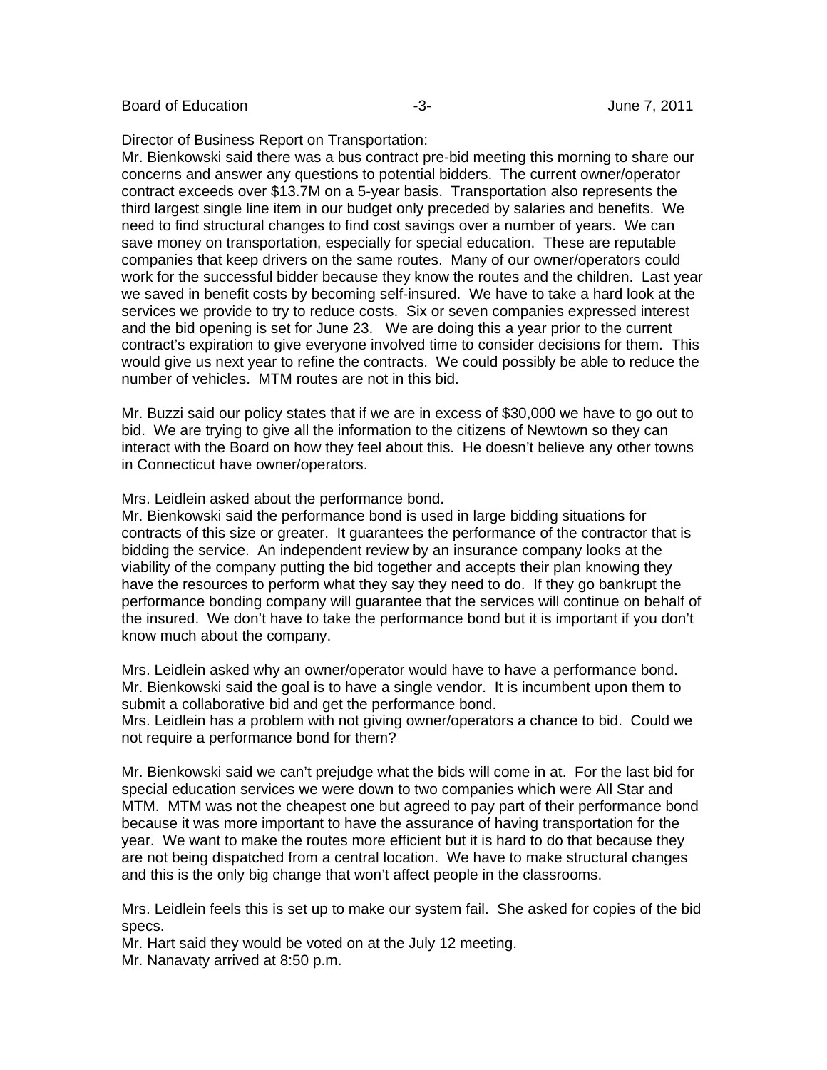Director of Business Report on Transportation:
Mr. Bienkowski said there was a bus contract pre-bid meeting this morning to share our concerns and answer any questions to potential bidders. The current owner/operator contract exceeds over $13.7M on a 5-year basis. Transportation also represents the third largest single line item in our budget only preceded by salaries and benefits. We need to find structural changes to find cost savings over a number of years. We can save money on transportation, especially for special education. These are reputable companies that keep drivers on the same routes. Many of our owner/operators could work for the successful bidder because they know the routes and the children. Last year we saved in benefit costs by becoming self-insured. We have to take a hard look at the services we provide to try to reduce costs. Six or seven companies expressed interest and the bid opening is set for June 23. We are doing this a year prior to the current contract's expiration to give everyone involved time to consider decisions for them. This would give us next year to refine the contracts. We could possibly be able to reduce the number of vehicles. MTM routes are not in this bid.

Mr. Buzzi said our policy states that if we are in excess of $30,000 we have to go out to bid. We are trying to give all the information to the citizens of Newtown so they can interact with the Board on how they feel about this. He doesn't believe any other towns in Connecticut have owner/operators.

Mrs. Leidlein asked about the performance bond.
Mr. Bienkowski said the performance bond is used in large bidding situations for contracts of this size or greater. It guarantees the performance of the contractor that is bidding the service. An independent review by an insurance company looks at the viability of the company putting the bid together and accepts their plan knowing they have the resources to perform what they say they need to do. If they go bankrupt the performance bonding company will guarantee that the services will continue on behalf of the insured. We don't have to take the performance bond but it is important if you don't know much about the company.

Mrs. Leidlein asked why an owner/operator would have to have a performance bond.
Mr. Bienkowski said the goal is to have a single vendor. It is incumbent upon them to submit a collaborative bid and get the performance bond.
Mrs. Leidlein has a problem with not giving owner/operators a chance to bid. Could we not require a performance bond for them?

Mr. Bienkowski said we can't prejudge what the bids will come in at. For the last bid for special education services we were down to two companies which were All Star and MTM. MTM was not the cheapest one but agreed to pay part of their performance bond because it was more important to have the assurance of having transportation for the year. We want to make the routes more efficient but it is hard to do that because they are not being dispatched from a central location. We have to make structural changes and this is the only big change that won't affect people in the classrooms.

Mrs. Leidlein feels this is set up to make our system fail. She asked for copies of the bid specs.
Mr. Hart said they would be voted on at the July 12 meeting.
Mr. Nanavaty arrived at 8:50 p.m.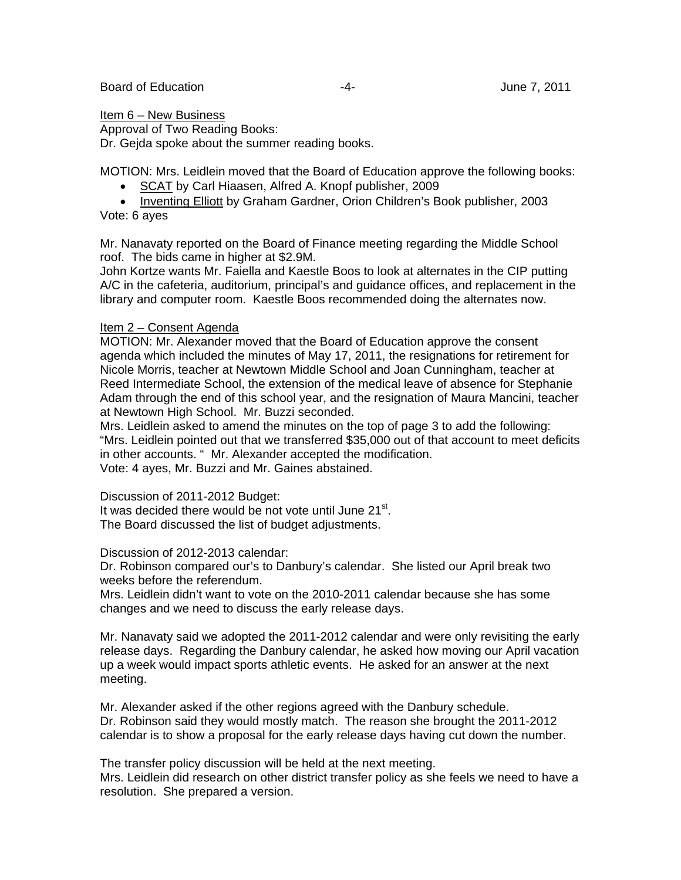Item 6 – New Business

Approval of Two Reading Books:

Dr. Gejda spoke about the summer reading books.

MOTION: Mrs. Leidlein moved that the Board of Education approve the following books:

- SCAT by Carl Hiaasen, Alfred A. Knopf publisher, 2009
- Inventing Elliott by Graham Gardner, Orion Children's Book publisher, 2003

Vote: 6 ayes

Mr. Nanavaty reported on the Board of Finance meeting regarding the Middle School roof. The bids came in higher at $2.9M.

John Kortze wants Mr. Faiella and Kaestle Boos to look at alternates in the CIP putting A/C in the cafeteria, auditorium, principal's and guidance offices, and replacement in the library and computer room. Kaestle Boos recommended doing the alternates now.

Item 2 – Consent Agenda

MOTION: Mr. Alexander moved that the Board of Education approve the consent agenda which included the minutes of May 17, 2011, the resignations for retirement for Nicole Morris, teacher at Newtown Middle School and Joan Cunningham, teacher at Reed Intermediate School, the extension of the medical leave of absence for Stephanie Adam through the end of this school year, and the resignation of Maura Mancini, teacher at Newtown High School. Mr. Buzzi seconded.

Mrs. Leidlein asked to amend the minutes on the top of page 3 to add the following: "Mrs. Leidlein pointed out that we transferred $35,000 out of that account to meet deficits in other accounts. " Mr. Alexander accepted the modification.

Vote: 4 ayes, Mr. Buzzi and Mr. Gaines abstained.

Discussion of 2011-2012 Budget:

It was decided there would be not vote until June 21st.

The Board discussed the list of budget adjustments.

Discussion of 2012-2013 calendar:

Dr. Robinson compared our's to Danbury's calendar. She listed our April break two weeks before the referendum.

Mrs. Leidlein didn't want to vote on the 2010-2011 calendar because she has some changes and we need to discuss the early release days.

Mr. Nanavaty said we adopted the 2011-2012 calendar and were only revisiting the early release days. Regarding the Danbury calendar, he asked how moving our April vacation up a week would impact sports athletic events. He asked for an answer at the next meeting.

Mr. Alexander asked if the other regions agreed with the Danbury schedule.

Dr. Robinson said they would mostly match. The reason she brought the 2011-2012 calendar is to show a proposal for the early release days having cut down the number.

The transfer policy discussion will be held at the next meeting.

Mrs. Leidlein did research on other district transfer policy as she feels we need to have a resolution. She prepared a version.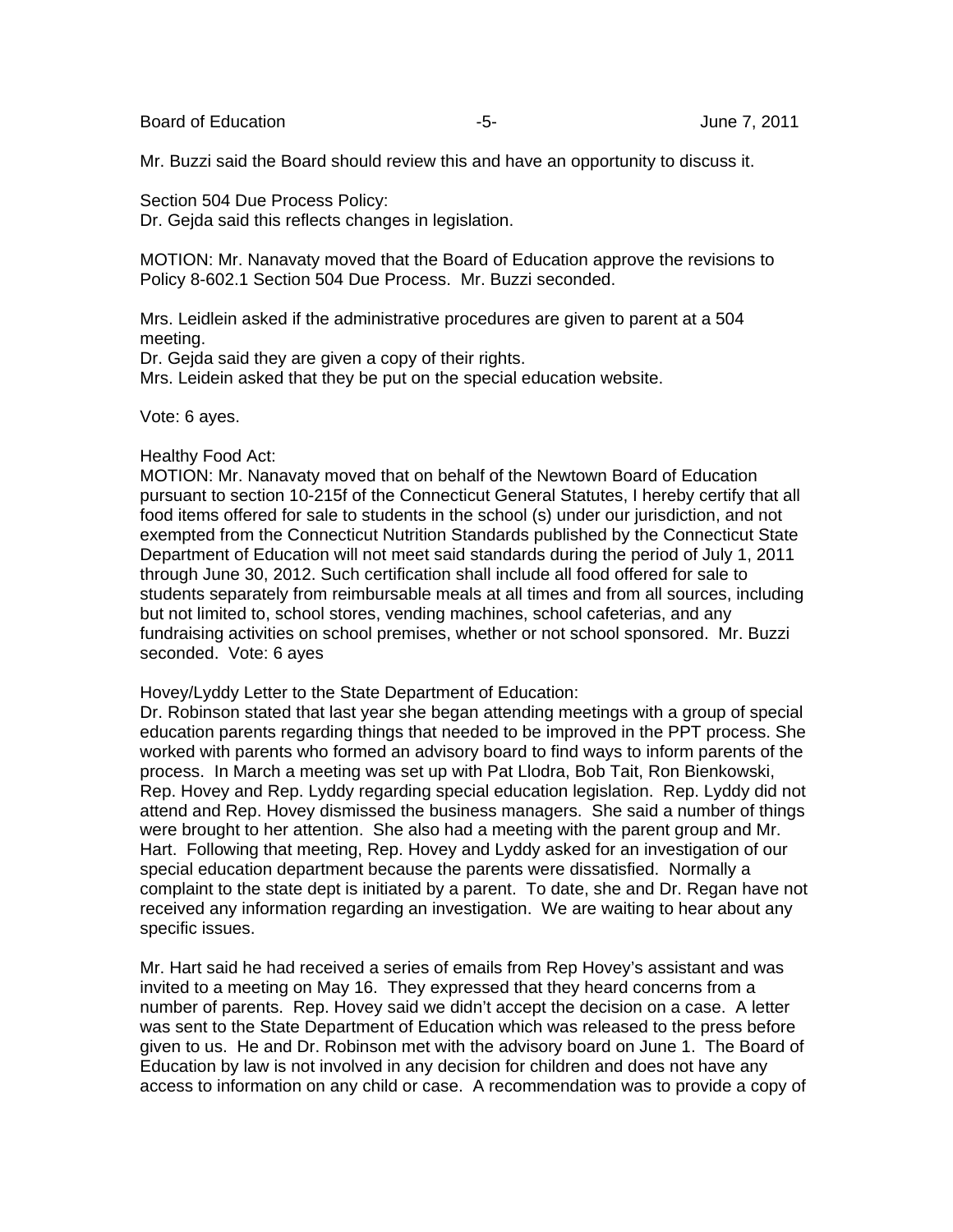Mr. Buzzi said the Board should review this and have an opportunity to discuss it.

Section 504 Due Process Policy:
Dr. Gejda said this reflects changes in legislation.

MOTION: Mr. Nanavaty moved that the Board of Education approve the revisions to Policy 8-602.1 Section 504 Due Process. Mr. Buzzi seconded.

Mrs. Leidlein asked if the administrative procedures are given to parent at a 504 meeting.
Dr. Gejda said they are given a copy of their rights.
Mrs. Leidein asked that they be put on the special education website.

Vote: 6 ayes.

Healthy Food Act:
MOTION: Mr. Nanavaty moved that on behalf of the Newtown Board of Education pursuant to section 10-215f of the Connecticut General Statutes, I hereby certify that all food items offered for sale to students in the school (s) under our jurisdiction, and not exempted from the Connecticut Nutrition Standards published by the Connecticut State Department of Education will not meet said standards during the period of July 1, 2011 through June 30, 2012. Such certification shall include all food offered for sale to students separately from reimbursable meals at all times and from all sources, including but not limited to, school stores, vending machines, school cafeterias, and any fundraising activities on school premises, whether or not school sponsored. Mr. Buzzi seconded. Vote: 6 ayes

Hovey/Lyddy Letter to the State Department of Education:
Dr. Robinson stated that last year she began attending meetings with a group of special education parents regarding things that needed to be improved in the PPT process. She worked with parents who formed an advisory board to find ways to inform parents of the process. In March a meeting was set up with Pat Llodra, Bob Tait, Ron Bienkowski, Rep. Hovey and Rep. Lyddy regarding special education legislation. Rep. Lyddy did not attend and Rep. Hovey dismissed the business managers. She said a number of things were brought to her attention. She also had a meeting with the parent group and Mr. Hart. Following that meeting, Rep. Hovey and Lyddy asked for an investigation of our special education department because the parents were dissatisfied. Normally a complaint to the state dept is initiated by a parent. To date, she and Dr. Regan have not received any information regarding an investigation. We are waiting to hear about any specific issues.

Mr. Hart said he had received a series of emails from Rep Hovey's assistant and was invited to a meeting on May 16. They expressed that they heard concerns from a number of parents. Rep. Hovey said we didn't accept the decision on a case. A letter was sent to the State Department of Education which was released to the press before given to us. He and Dr. Robinson met with the advisory board on June 1. The Board of Education by law is not involved in any decision for children and does not have any access to information on any child or case. A recommendation was to provide a copy of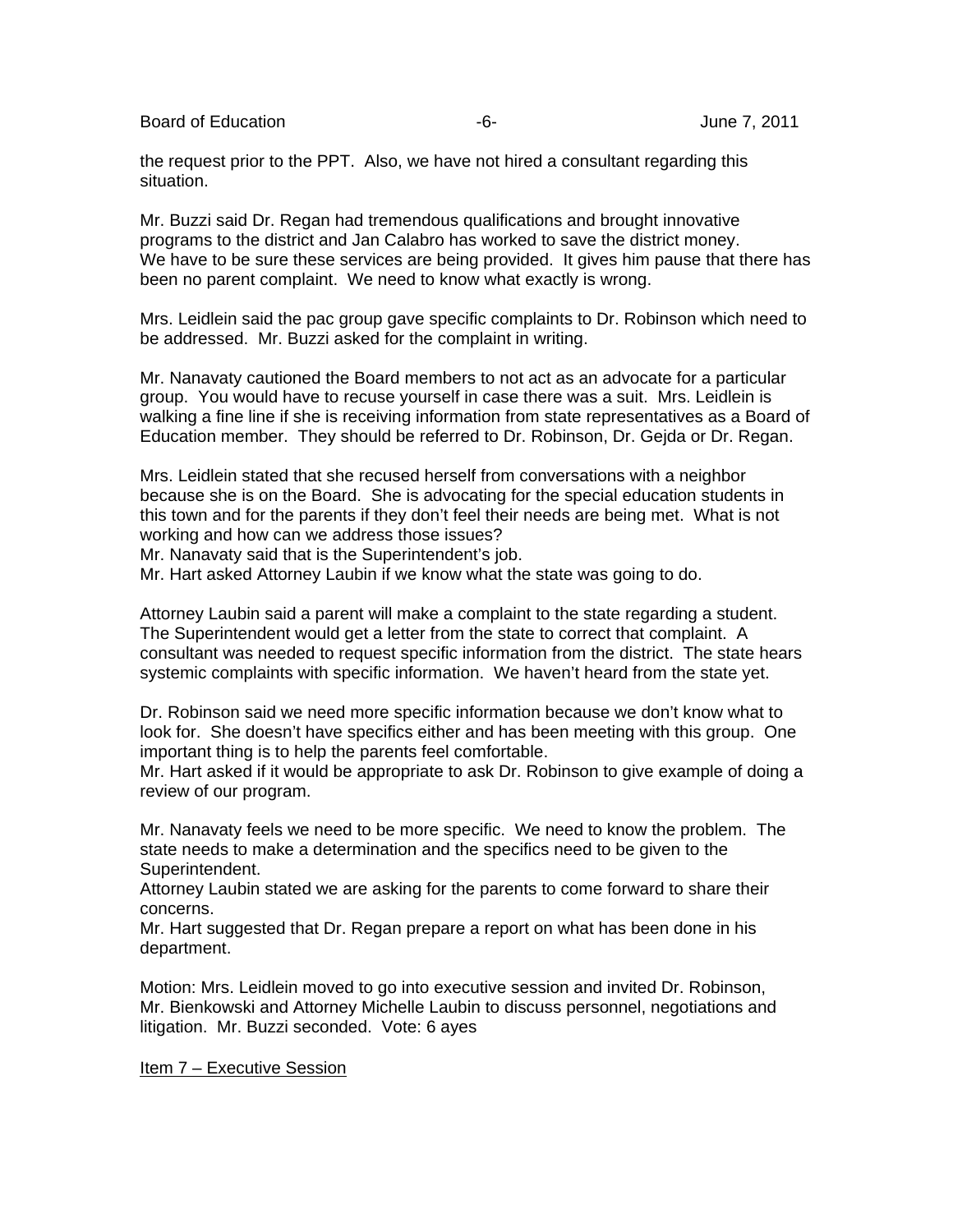the request prior to the PPT. Also, we have not hired a consultant regarding this situation.

Mr. Buzzi said Dr. Regan had tremendous qualifications and brought innovative programs to the district and Jan Calabro has worked to save the district money. We have to be sure these services are being provided. It gives him pause that there has been no parent complaint. We need to know what exactly is wrong.

Mrs. Leidlein said the pac group gave specific complaints to Dr. Robinson which need to be addressed. Mr. Buzzi asked for the complaint in writing.

Mr. Nanavaty cautioned the Board members to not act as an advocate for a particular group. You would have to recuse yourself in case there was a suit. Mrs. Leidlein is walking a fine line if she is receiving information from state representatives as a Board of Education member. They should be referred to Dr. Robinson, Dr. Gejda or Dr. Regan.

Mrs. Leidlein stated that she recused herself from conversations with a neighbor because she is on the Board. She is advocating for the special education students in this town and for the parents if they don't feel their needs are being met. What is not working and how can we address those issues?
Mr. Nanavaty said that is the Superintendent's job.
Mr. Hart asked Attorney Laubin if we know what the state was going to do.

Attorney Laubin said a parent will make a complaint to the state regarding a student. The Superintendent would get a letter from the state to correct that complaint. A consultant was needed to request specific information from the district. The state hears systemic complaints with specific information. We haven't heard from the state yet.

Dr. Robinson said we need more specific information because we don't know what to look for. She doesn't have specifics either and has been meeting with this group. One important thing is to help the parents feel comfortable.
Mr. Hart asked if it would be appropriate to ask Dr. Robinson to give example of doing a review of our program.

Mr. Nanavaty feels we need to be more specific. We need to know the problem. The state needs to make a determination and the specifics need to be given to the Superintendent.
Attorney Laubin stated we are asking for the parents to come forward to share their concerns.
Mr. Hart suggested that Dr. Regan prepare a report on what has been done in his department.

Motion: Mrs. Leidlein moved to go into executive session and invited Dr. Robinson, Mr. Bienkowski and Attorney Michelle Laubin to discuss personnel, negotiations and litigation. Mr. Buzzi seconded. Vote: 6 ayes

Item 7 – Executive Session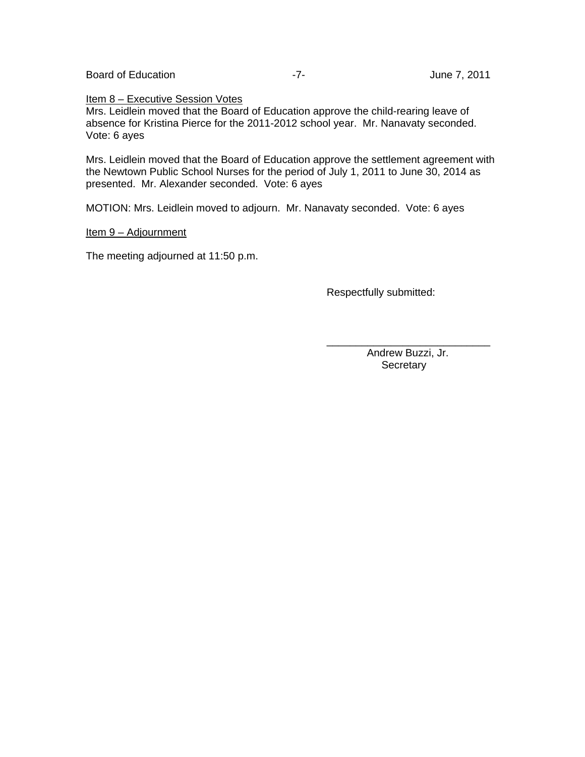Item 8 – Executive Session Votes

Mrs. Leidlein moved that the Board of Education approve the child-rearing leave of absence for Kristina Pierce for the 2011-2012 school year. Mr. Nanavaty seconded. Vote: 6 ayes

Mrs. Leidlein moved that the Board of Education approve the settlement agreement with the Newtown Public School Nurses for the period of July 1, 2011 to June 30, 2014 as presented. Mr. Alexander seconded. Vote: 6 ayes

MOTION: Mrs. Leidlein moved to adjourn. Mr. Nanavaty seconded. Vote: 6 ayes

Item 9 – Adjournment

The meeting adjourned at 11:50 p.m.

Respectfully submitted:

\_\_\_\_\_\_\_\_\_\_\_\_\_\_\_\_\_\_\_\_\_\_\_\_\_\_\_\_\_\_

Andrew Buzzi, Jr.
Secretary